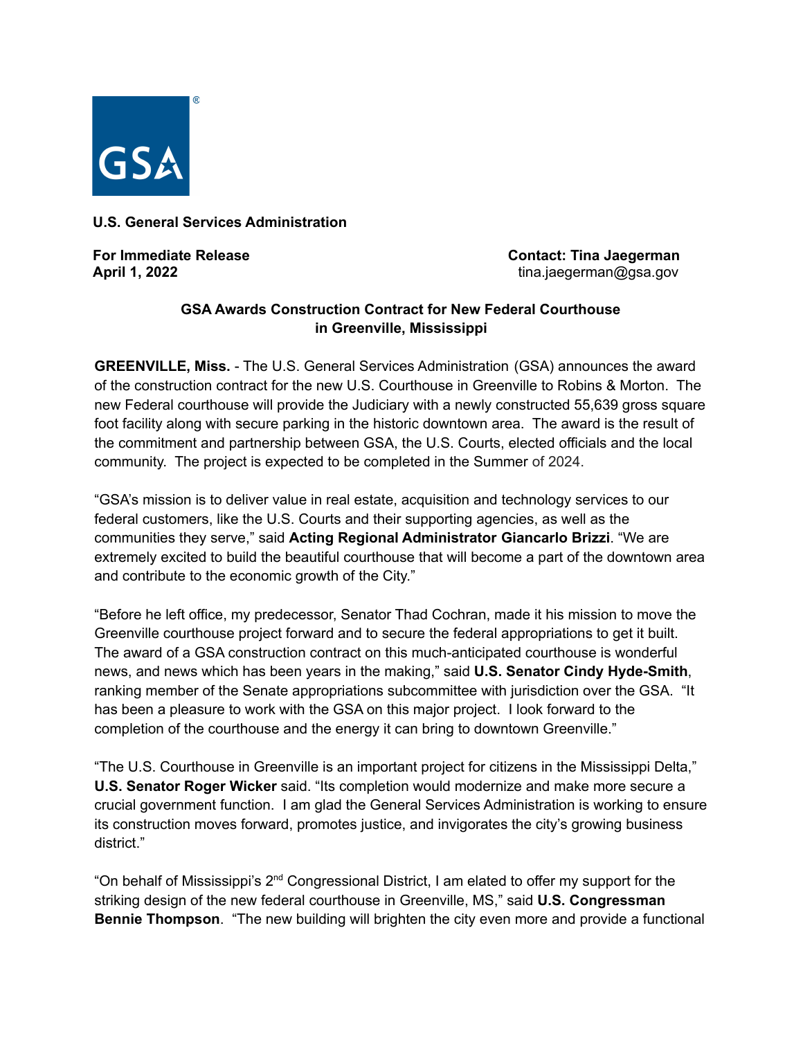**U.S. General Services Administration**

**For Immediate Release**
**April 1, 2022**

**Contact: Tina Jaegerman**
tina.jaegerman@gsa.gov

## GSA Awards Construction Contract for New Federal Courthouse in Greenville, Mississippi

**GREENVILLE, Miss.** - The U.S. General Services Administration (GSA) announces the award of the construction contract for the new U.S. Courthouse in Greenville to Robins & Morton. The new Federal courthouse will provide the Judiciary with a newly constructed 55,639 gross square foot facility along with secure parking in the historic downtown area. The award is the result of the commitment and partnership between GSA, the U.S. Courts, elected officials and the local community. The project is expected to be completed in the Summer of 2024.

"GSA's mission is to deliver value in real estate, acquisition and technology services to our federal customers, like the U.S. Courts and their supporting agencies, as well as the communities they serve," said **Acting Regional Administrator Giancarlo Brizzi**. "We are extremely excited to build the beautiful courthouse that will become a part of the downtown area and contribute to the economic growth of the City."

"Before he left office, my predecessor, Senator Thad Cochran, made it his mission to move the Greenville courthouse project forward and to secure the federal appropriations to get it built. The award of a GSA construction contract on this much-anticipated courthouse is wonderful news, and news which has been years in the making," said **U.S. Senator Cindy Hyde-Smith**, ranking member of the Senate appropriations subcommittee with jurisdiction over the GSA. "It has been a pleasure to work with the GSA on this major project. I look forward to the completion of the courthouse and the energy it can bring to downtown Greenville."

"The U.S. Courthouse in Greenville is an important project for citizens in the Mississippi Delta," **U.S. Senator Roger Wicker** said. "Its completion would modernize and make more secure a crucial government function. I am glad the General Services Administration is working to ensure its construction moves forward, promotes justice, and invigorates the city's growing business district."

"On behalf of Mississippi's 2nd Congressional District, I am elated to offer my support for the striking design of the new federal courthouse in Greenville, MS," said **U.S. Congressman Bennie Thompson**. "The new building will brighten the city even more and provide a functional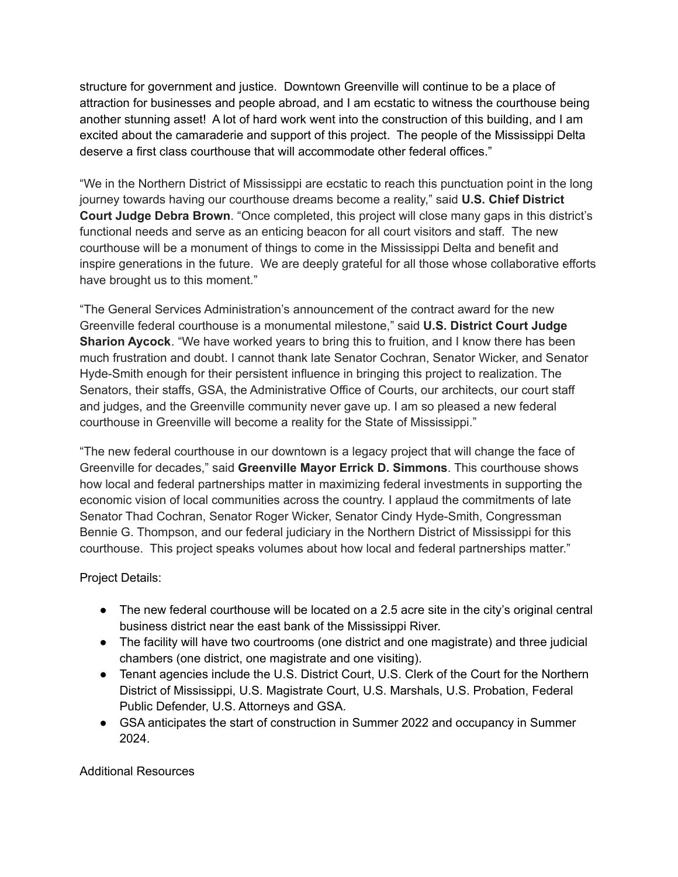structure for government and justice.  Downtown Greenville will continue to be a place of attraction for businesses and people abroad, and I am ecstatic to witness the courthouse being another stunning asset!  A lot of hard work went into the construction of this building, and I am excited about the camaraderie and support of this project.  The people of the Mississippi Delta deserve a first class courthouse that will accommodate other federal offices."

"We in the Northern District of Mississippi are ecstatic to reach this punctuation point in the long journey towards having our courthouse dreams become a reality," said **U.S. Chief District Court Judge Debra Brown**. "Once completed, this project will close many gaps in this district's functional needs and serve as an enticing beacon for all court visitors and staff.  The new courthouse will be a monument of things to come in the Mississippi Delta and benefit and inspire generations in the future.  We are deeply grateful for all those whose collaborative efforts have brought us to this moment."

"The General Services Administration's announcement of the contract award for the new Greenville federal courthouse is a monumental milestone," said **U.S. District Court Judge Sharion Aycock**. "We have worked years to bring this to fruition, and I know there has been much frustration and doubt. I cannot thank late Senator Cochran, Senator Wicker, and Senator Hyde-Smith enough for their persistent influence in bringing this project to realization. The Senators, their staffs, GSA, the Administrative Office of Courts, our architects, our court staff and judges, and the Greenville community never gave up. I am so pleased a new federal courthouse in Greenville will become a reality for the State of Mississippi."

"The new federal courthouse in our downtown is a legacy project that will change the face of Greenville for decades," said **Greenville Mayor Errick D. Simmons**. This courthouse shows how local and federal partnerships matter in maximizing federal investments in supporting the economic vision of local communities across the country. I applaud the commitments of late Senator Thad Cochran, Senator Roger Wicker, Senator Cindy Hyde-Smith, Congressman Bennie G. Thompson, and our federal judiciary in the Northern District of Mississippi for this courthouse.  This project speaks volumes about how local and federal partnerships matter."

Project Details:

- The new federal courthouse will be located on a 2.5 acre site in the city's original central business district near the east bank of the Mississippi River.
- The facility will have two courtrooms (one district and one magistrate) and three judicial chambers (one district, one magistrate and one visiting).
- Tenant agencies include the U.S. District Court, U.S. Clerk of the Court for the Northern District of Mississippi, U.S. Magistrate Court, U.S. Marshals, U.S. Probation, Federal Public Defender, U.S. Attorneys and GSA.
- GSA anticipates the start of construction in Summer 2022 and occupancy in Summer 2024.

Additional Resources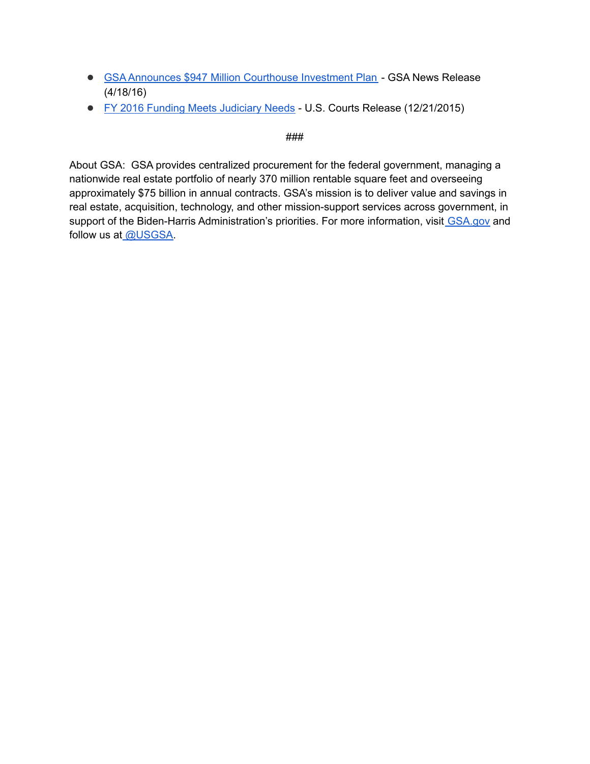- GSA Announces $947 Million Courthouse Investment Plan - GSA News Release (4/18/16)
- FY 2016 Funding Meets Judiciary Needs - U.S. Courts Release (12/21/2015)

###

About GSA: GSA provides centralized procurement for the federal government, managing a nationwide real estate portfolio of nearly 370 million rentable square feet and overseeing approximately $75 billion in annual contracts. GSA's mission is to deliver value and savings in real estate, acquisition, technology, and other mission-support services across government, in support of the Biden-Harris Administration's priorities. For more information, visit GSA.gov and follow us at @USGSA.